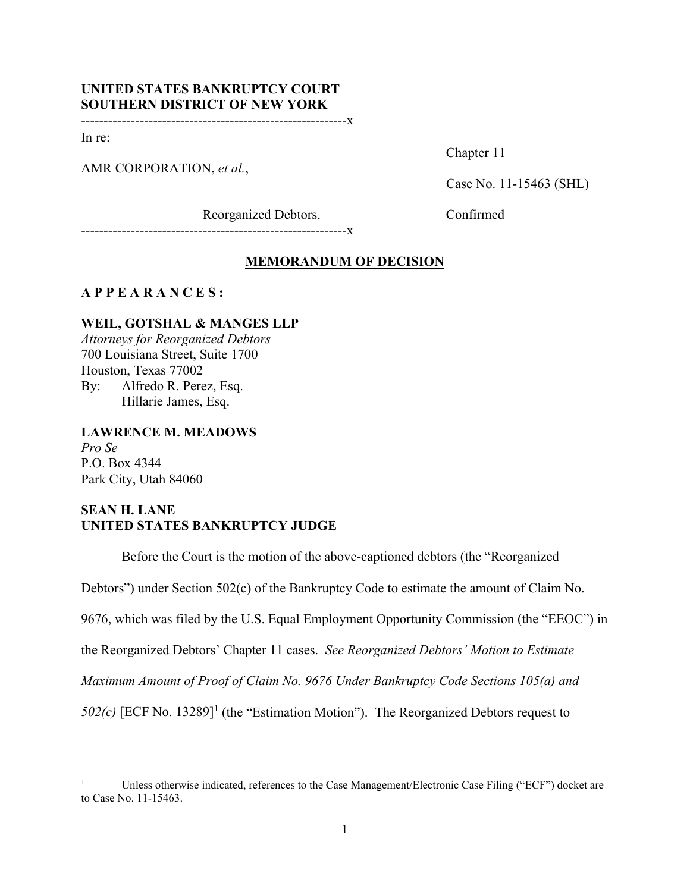**UNITED STATES BANKRUPTCY COURT**
**SOUTHERN DISTRICT OF NEW YORK**

-----------------------------------------------------------x

In re:

AMR CORPORATION, *et al.*,

Reorganized Debtors.

-----------------------------------------------------------x

Chapter 11

Case No. 11-15463 (SHL)

Confirmed

## MEMORANDUM OF DECISION

**A P P E A R A N C E S :**

**WEIL, GOTSHAL & MANGES LLP**
*Attorneys for Reorganized Debtors*
700 Louisiana Street, Suite 1700
Houston, Texas 77002
By: Alfredo R. Perez, Esq.
Hillarie James, Esq.

**LAWRENCE M. MEADOWS**
*Pro Se*
P.O. Box 4344
Park City, Utah 84060

**SEAN H. LANE**
**UNITED STATES BANKRUPTCY JUDGE**

Before the Court is the motion of the above-captioned debtors (the "Reorganized Debtors") under Section 502(c) of the Bankruptcy Code to estimate the amount of Claim No. 9676, which was filed by the U.S. Equal Employment Opportunity Commission (the "EEOC") in the Reorganized Debtors' Chapter 11 cases. *See Reorganized Debtors' Motion to Estimate Maximum Amount of Proof of Claim No. 9676 Under Bankruptcy Code Sections 105(a) and 502(c)* [ECF No. 13289][1] (the "Estimation Motion"). The Reorganized Debtors request to

[1] Unless otherwise indicated, references to the Case Management/Electronic Case Filing ("ECF") docket are to Case No. 11-15463.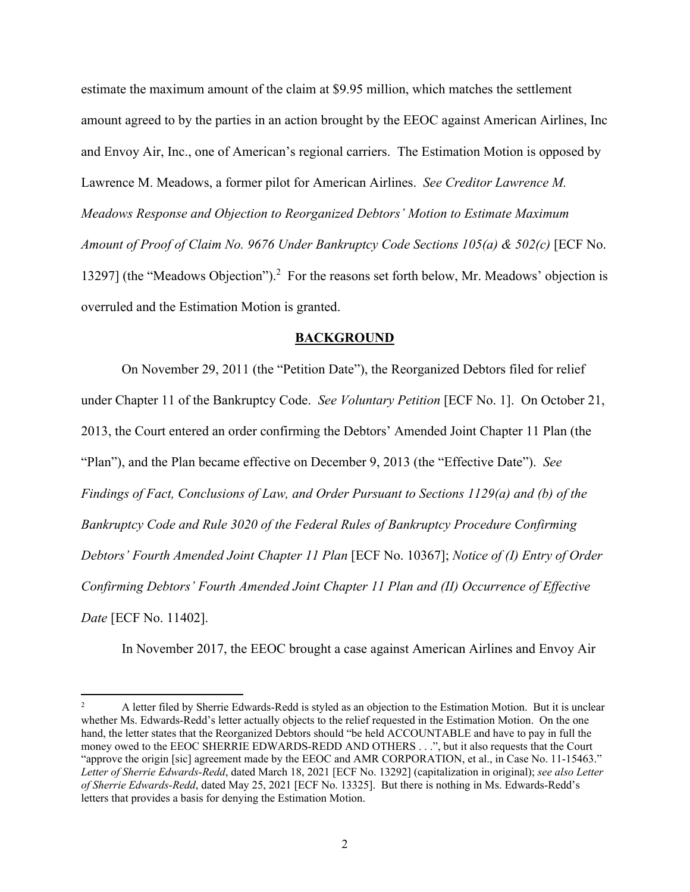estimate the maximum amount of the claim at $9.95 million, which matches the settlement amount agreed to by the parties in an action brought by the EEOC against American Airlines, Inc and Envoy Air, Inc., one of American's regional carriers. The Estimation Motion is opposed by Lawrence M. Meadows, a former pilot for American Airlines. *See Creditor Lawrence M. Meadows Response and Objection to Reorganized Debtors' Motion to Estimate Maximum Amount of Proof of Claim No. 9676 Under Bankruptcy Code Sections 105(a) & 502(c)* [ECF No. 13297] (the "Meadows Objection").[2] For the reasons set forth below, Mr. Meadows' objection is overruled and the Estimation Motion is granted.

## BACKGROUND

On November 29, 2011 (the "Petition Date"), the Reorganized Debtors filed for relief under Chapter 11 of the Bankruptcy Code. *See Voluntary Petition* [ECF No. 1]. On October 21, 2013, the Court entered an order confirming the Debtors' Amended Joint Chapter 11 Plan (the "Plan"), and the Plan became effective on December 9, 2013 (the "Effective Date"). *See Findings of Fact, Conclusions of Law, and Order Pursuant to Sections 1129(a) and (b) of the Bankruptcy Code and Rule 3020 of the Federal Rules of Bankruptcy Procedure Confirming Debtors' Fourth Amended Joint Chapter 11 Plan* [ECF No. 10367]; *Notice of (I) Entry of Order Confirming Debtors' Fourth Amended Joint Chapter 11 Plan and (II) Occurrence of Effective Date* [ECF No. 11402].

In November 2017, the EEOC brought a case against American Airlines and Envoy Air

---

[2] A letter filed by Sherrie Edwards-Redd is styled as an objection to the Estimation Motion. But it is unclear whether Ms. Edwards-Redd's letter actually objects to the relief requested in the Estimation Motion. On the one hand, the letter states that the Reorganized Debtors should "be held ACCOUNTABLE and have to pay in full the money owed to the EEOC SHERRIE EDWARDS-REDD AND OTHERS . . .", but it also requests that the Court "approve the origin [sic] agreement made by the EEOC and AMR CORPORATION, et al., in Case No. 11-15463." *Letter of Sherrie Edwards-Redd*, dated March 18, 2021 [ECF No. 13292] (capitalization in original); *see also Letter of Sherrie Edwards-Redd*, dated May 25, 2021 [ECF No. 13325]. But there is nothing in Ms. Edwards-Redd's letters that provides a basis for denying the Estimation Motion.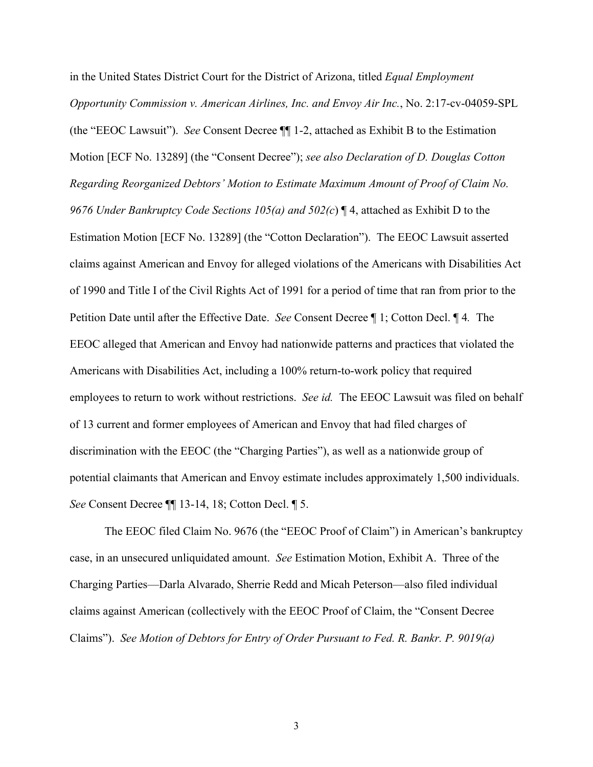in the United States District Court for the District of Arizona, titled *Equal Employment Opportunity Commission v. American Airlines, Inc. and Envoy Air Inc.*, No. 2:17-cv-04059-SPL (the "EEOC Lawsuit"). *See* Consent Decree ¶¶ 1-2, attached as Exhibit B to the Estimation Motion [ECF No. 13289] (the "Consent Decree"); *see also Declaration of D. Douglas Cotton Regarding Reorganized Debtors' Motion to Estimate Maximum Amount of Proof of Claim No. 9676 Under Bankruptcy Code Sections 105(a) and 502(c)* ¶ 4, attached as Exhibit D to the Estimation Motion [ECF No. 13289] (the "Cotton Declaration"). The EEOC Lawsuit asserted claims against American and Envoy for alleged violations of the Americans with Disabilities Act of 1990 and Title I of the Civil Rights Act of 1991 for a period of time that ran from prior to the Petition Date until after the Effective Date. *See* Consent Decree ¶ 1; Cotton Decl. ¶ 4. The EEOC alleged that American and Envoy had nationwide patterns and practices that violated the Americans with Disabilities Act, including a 100% return-to-work policy that required employees to return to work without restrictions. *See id.* The EEOC Lawsuit was filed on behalf of 13 current and former employees of American and Envoy that had filed charges of discrimination with the EEOC (the "Charging Parties"), as well as a nationwide group of potential claimants that American and Envoy estimate includes approximately 1,500 individuals. *See* Consent Decree ¶¶ 13-14, 18; Cotton Decl. ¶ 5.

The EEOC filed Claim No. 9676 (the "EEOC Proof of Claim") in American's bankruptcy case, in an unsecured unliquidated amount. *See* Estimation Motion, Exhibit A. Three of the Charging Parties—Darla Alvarado, Sherrie Redd and Micah Peterson—also filed individual claims against American (collectively with the EEOC Proof of Claim, the "Consent Decree Claims"). *See Motion of Debtors for Entry of Order Pursuant to Fed. R. Bankr. P. 9019(a)*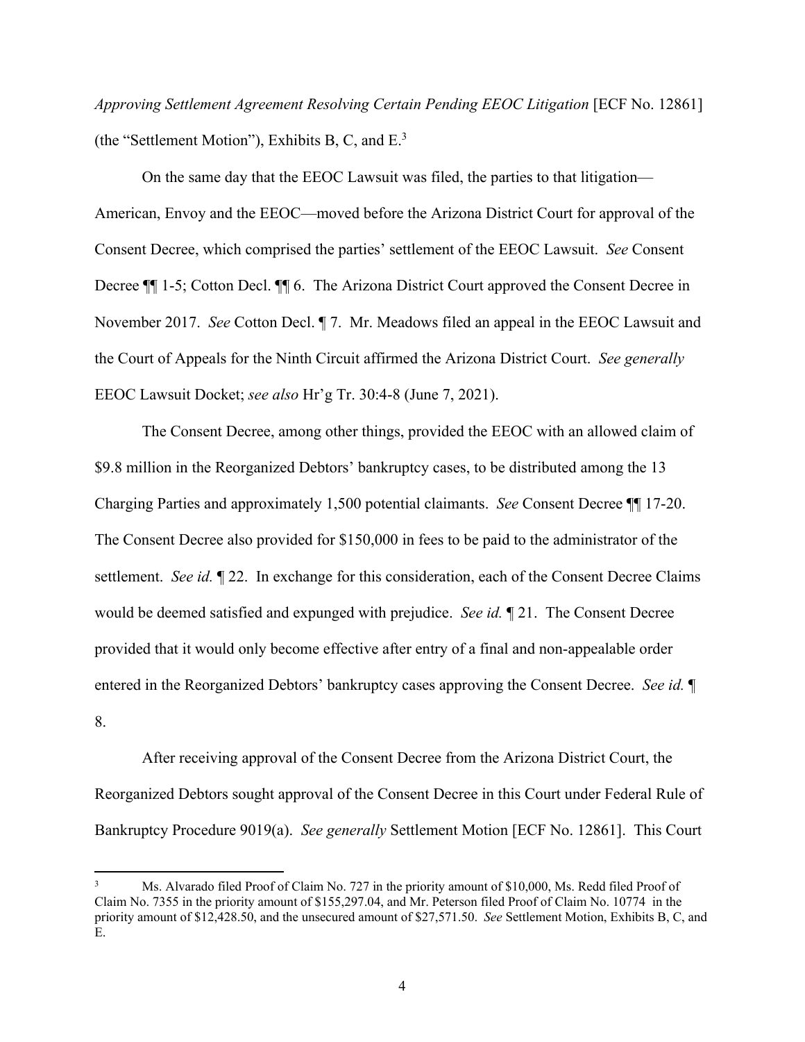*Approving Settlement Agreement Resolving Certain Pending EEOC Litigation* [ECF No. 12861] (the "Settlement Motion"), Exhibits B, C, and E.[3]

On the same day that the EEOC Lawsuit was filed, the parties to that litigation—American, Envoy and the EEOC—moved before the Arizona District Court for approval of the Consent Decree, which comprised the parties' settlement of the EEOC Lawsuit. *See* Consent Decree ¶¶ 1-5; Cotton Decl. ¶¶ 6. The Arizona District Court approved the Consent Decree in November 2017. *See* Cotton Decl. ¶ 7. Mr. Meadows filed an appeal in the EEOC Lawsuit and the Court of Appeals for the Ninth Circuit affirmed the Arizona District Court. *See generally* EEOC Lawsuit Docket; *see also* Hr'g Tr. 30:4-8 (June 7, 2021).

The Consent Decree, among other things, provided the EEOC with an allowed claim of $9.8 million in the Reorganized Debtors' bankruptcy cases, to be distributed among the 13 Charging Parties and approximately 1,500 potential claimants. *See* Consent Decree ¶¶ 17-20. The Consent Decree also provided for $150,000 in fees to be paid to the administrator of the settlement. *See id.* ¶ 22. In exchange for this consideration, each of the Consent Decree Claims would be deemed satisfied and expunged with prejudice. *See id.* ¶ 21. The Consent Decree provided that it would only become effective after entry of a final and non-appealable order entered in the Reorganized Debtors' bankruptcy cases approving the Consent Decree. *See id.* ¶ 8.

After receiving approval of the Consent Decree from the Arizona District Court, the Reorganized Debtors sought approval of the Consent Decree in this Court under Federal Rule of Bankruptcy Procedure 9019(a). *See generally* Settlement Motion [ECF No. 12861]. This Court

---

[3] Ms. Alvarado filed Proof of Claim No. 727 in the priority amount of $10,000, Ms. Redd filed Proof of Claim No. 7355 in the priority amount of $155,297.04, and Mr. Peterson filed Proof of Claim No. 10774 in the priority amount of $12,428.50, and the unsecured amount of $27,571.50. *See* Settlement Motion, Exhibits B, C, and E.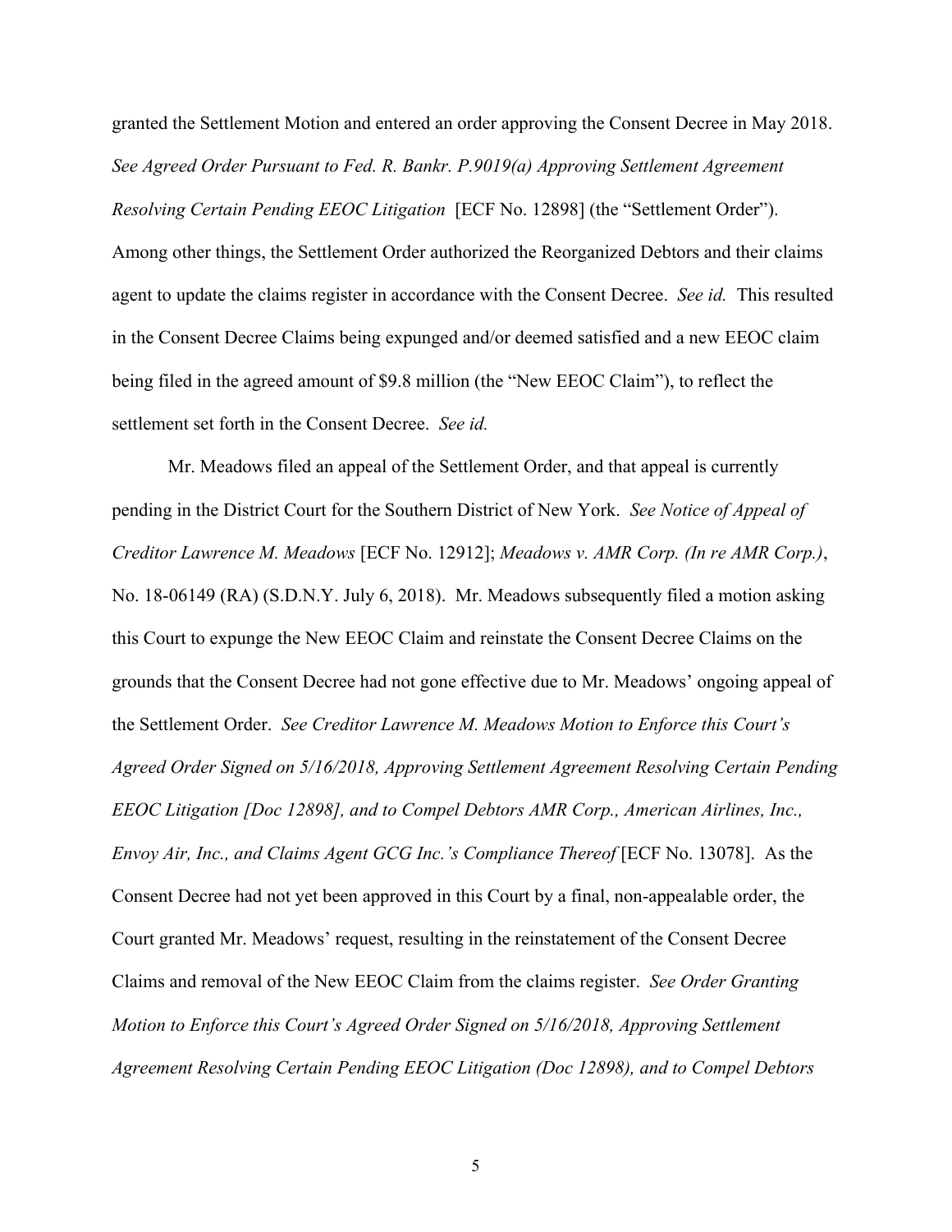granted the Settlement Motion and entered an order approving the Consent Decree in May 2018. *See Agreed Order Pursuant to Fed. R. Bankr. P.9019(a) Approving Settlement Agreement Resolving Certain Pending EEOC Litigation* [ECF No. 12898] (the "Settlement Order"). Among other things, the Settlement Order authorized the Reorganized Debtors and their claims agent to update the claims register in accordance with the Consent Decree. *See id.* This resulted in the Consent Decree Claims being expunged and/or deemed satisfied and a new EEOC claim being filed in the agreed amount of $9.8 million (the "New EEOC Claim"), to reflect the settlement set forth in the Consent Decree. *See id.*

Mr. Meadows filed an appeal of the Settlement Order, and that appeal is currently pending in the District Court for the Southern District of New York. *See Notice of Appeal of Creditor Lawrence M. Meadows* [ECF No. 12912]; *Meadows v. AMR Corp. (In re AMR Corp.)*, No. 18-06149 (RA) (S.D.N.Y. July 6, 2018). Mr. Meadows subsequently filed a motion asking this Court to expunge the New EEOC Claim and reinstate the Consent Decree Claims on the grounds that the Consent Decree had not gone effective due to Mr. Meadows' ongoing appeal of the Settlement Order. *See Creditor Lawrence M. Meadows Motion to Enforce this Court's Agreed Order Signed on 5/16/2018, Approving Settlement Agreement Resolving Certain Pending EEOC Litigation [Doc 12898], and to Compel Debtors AMR Corp., American Airlines, Inc., Envoy Air, Inc., and Claims Agent GCG Inc.'s Compliance Thereof* [ECF No. 13078]. As the Consent Decree had not yet been approved in this Court by a final, non-appealable order, the Court granted Mr. Meadows' request, resulting in the reinstatement of the Consent Decree Claims and removal of the New EEOC Claim from the claims register. *See Order Granting Motion to Enforce this Court's Agreed Order Signed on 5/16/2018, Approving Settlement Agreement Resolving Certain Pending EEOC Litigation (Doc 12898), and to Compel Debtors*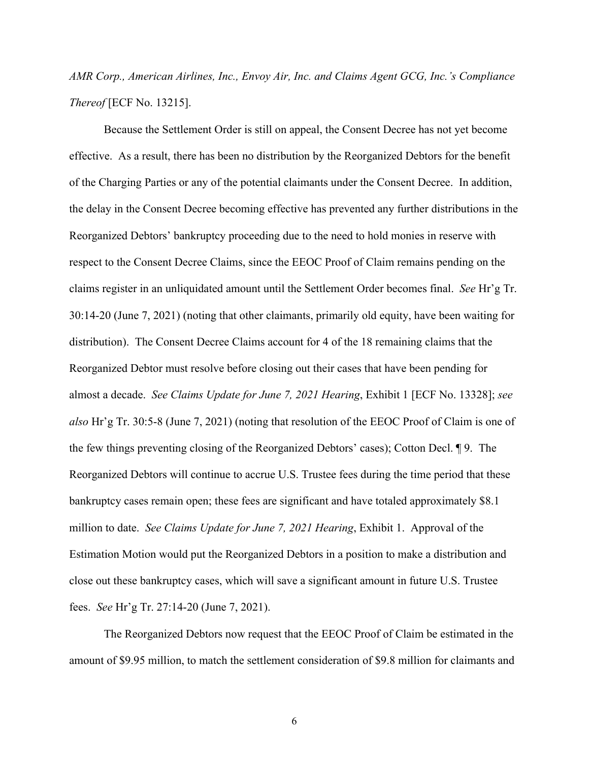*AMR Corp., American Airlines, Inc., Envoy Air, Inc. and Claims Agent GCG, Inc.'s Compliance Thereof* [ECF No. 13215].

Because the Settlement Order is still on appeal, the Consent Decree has not yet become effective. As a result, there has been no distribution by the Reorganized Debtors for the benefit of the Charging Parties or any of the potential claimants under the Consent Decree. In addition, the delay in the Consent Decree becoming effective has prevented any further distributions in the Reorganized Debtors' bankruptcy proceeding due to the need to hold monies in reserve with respect to the Consent Decree Claims, since the EEOC Proof of Claim remains pending on the claims register in an unliquidated amount until the Settlement Order becomes final. *See* Hr'g Tr. 30:14-20 (June 7, 2021) (noting that other claimants, primarily old equity, have been waiting for distribution). The Consent Decree Claims account for 4 of the 18 remaining claims that the Reorganized Debtor must resolve before closing out their cases that have been pending for almost a decade. *See Claims Update for June 7, 2021 Hearing*, Exhibit 1 [ECF No. 13328]; *see also* Hr'g Tr. 30:5-8 (June 7, 2021) (noting that resolution of the EEOC Proof of Claim is one of the few things preventing closing of the Reorganized Debtors' cases); Cotton Decl. ¶ 9. The Reorganized Debtors will continue to accrue U.S. Trustee fees during the time period that these bankruptcy cases remain open; these fees are significant and have totaled approximately $8.1 million to date. *See Claims Update for June 7, 2021 Hearing*, Exhibit 1. Approval of the Estimation Motion would put the Reorganized Debtors in a position to make a distribution and close out these bankruptcy cases, which will save a significant amount in future U.S. Trustee fees. *See* Hr'g Tr. 27:14-20 (June 7, 2021).

The Reorganized Debtors now request that the EEOC Proof of Claim be estimated in the amount of $9.95 million, to match the settlement consideration of $9.8 million for claimants and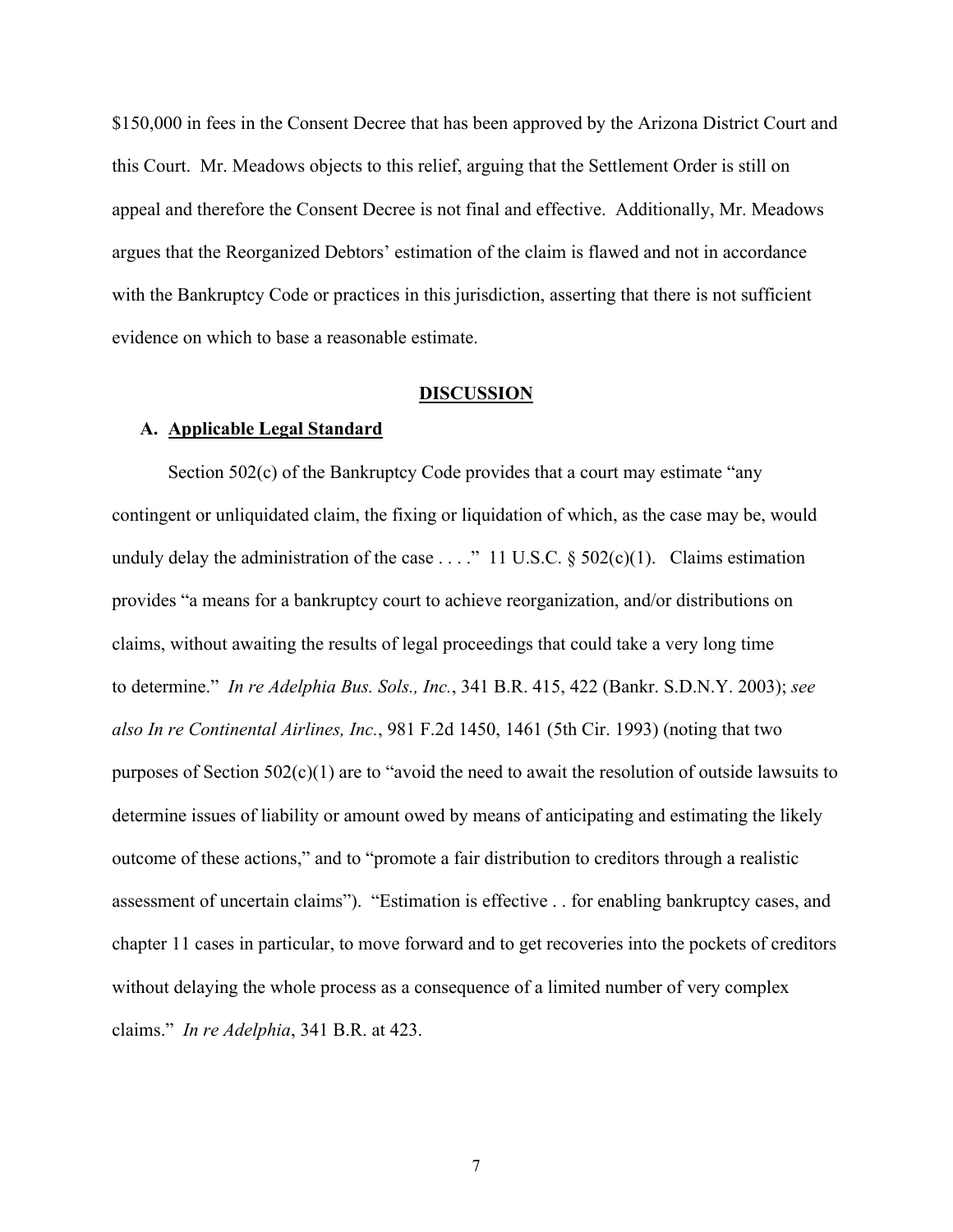$150,000 in fees in the Consent Decree that has been approved by the Arizona District Court and this Court. Mr. Meadows objects to this relief, arguing that the Settlement Order is still on appeal and therefore the Consent Decree is not final and effective. Additionally, Mr. Meadows argues that the Reorganized Debtors' estimation of the claim is flawed and not in accordance with the Bankruptcy Code or practices in this jurisdiction, asserting that there is not sufficient evidence on which to base a reasonable estimate.

## DISCUSSION

### A. Applicable Legal Standard

Section 502(c) of the Bankruptcy Code provides that a court may estimate "any contingent or unliquidated claim, the fixing or liquidation of which, as the case may be, would unduly delay the administration of the case . . . ." 11 U.S.C. § 502(c)(1). Claims estimation provides "a means for a bankruptcy court to achieve reorganization, and/or distributions on claims, without awaiting the results of legal proceedings that could take a very long time to determine." *In re Adelphia Bus. Sols., Inc.*, 341 B.R. 415, 422 (Bankr. S.D.N.Y. 2003); *see also In re Continental Airlines, Inc.*, 981 F.2d 1450, 1461 (5th Cir. 1993) (noting that two purposes of Section 502(c)(1) are to "avoid the need to await the resolution of outside lawsuits to determine issues of liability or amount owed by means of anticipating and estimating the likely outcome of these actions," and to "promote a fair distribution to creditors through a realistic assessment of uncertain claims"). "Estimation is effective . . for enabling bankruptcy cases, and chapter 11 cases in particular, to move forward and to get recoveries into the pockets of creditors without delaying the whole process as a consequence of a limited number of very complex claims." *In re Adelphia*, 341 B.R. at 423.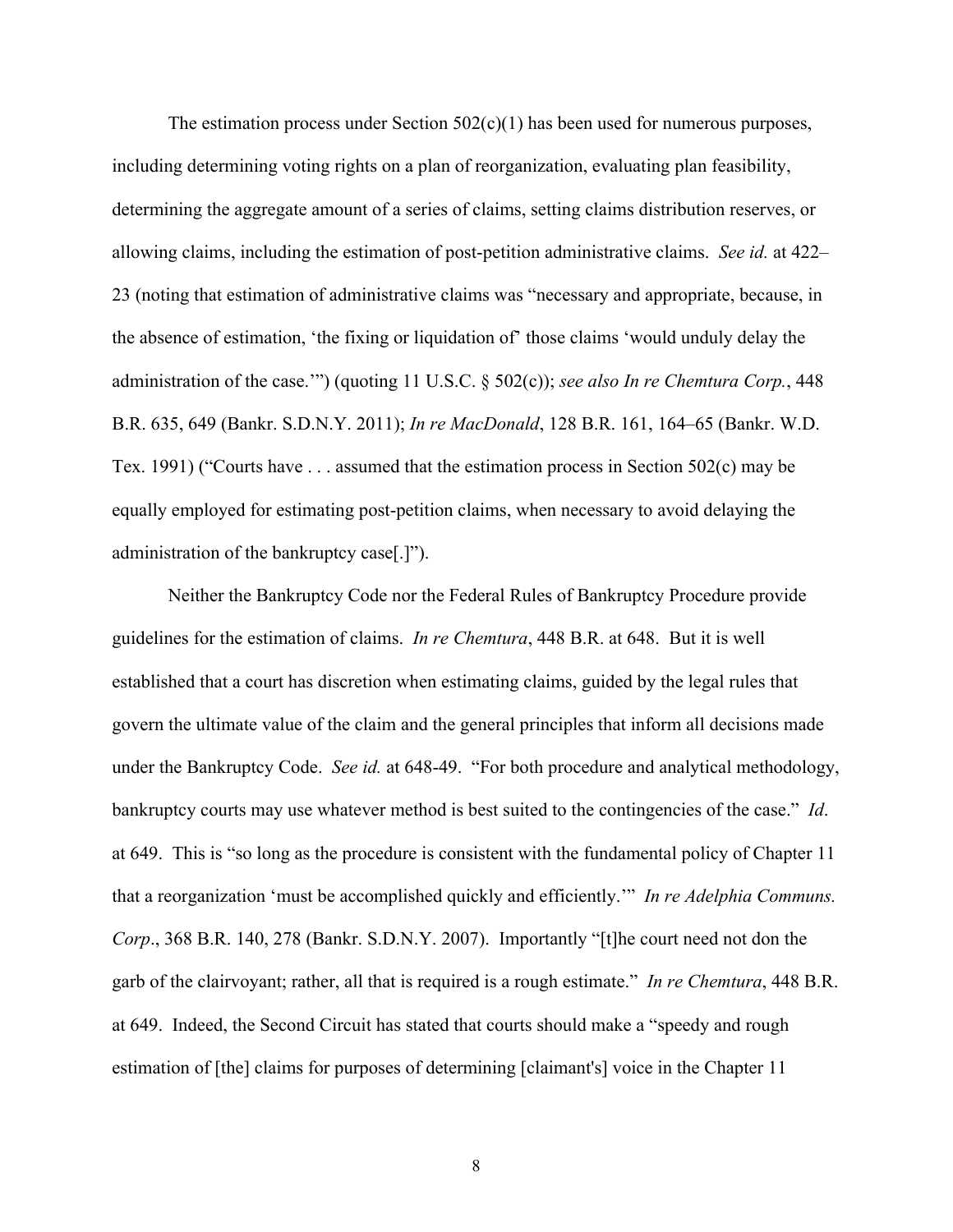The estimation process under Section 502(c)(1) has been used for numerous purposes, including determining voting rights on a plan of reorganization, evaluating plan feasibility, determining the aggregate amount of a series of claims, setting claims distribution reserves, or allowing claims, including the estimation of post-petition administrative claims. *See id.* at 422–23 (noting that estimation of administrative claims was "necessary and appropriate, because, in the absence of estimation, 'the fixing or liquidation of' those claims 'would unduly delay the administration of the case.'") (quoting 11 U.S.C. § 502(c)); *see also In re Chemtura Corp.*, 448 B.R. 635, 649 (Bankr. S.D.N.Y. 2011); *In re MacDonald*, 128 B.R. 161, 164–65 (Bankr. W.D. Tex. 1991) ("Courts have . . . assumed that the estimation process in Section 502(c) may be equally employed for estimating post-petition claims, when necessary to avoid delaying the administration of the bankruptcy case[.]").

Neither the Bankruptcy Code nor the Federal Rules of Bankruptcy Procedure provide guidelines for the estimation of claims. *In re Chemtura*, 448 B.R. at 648. But it is well established that a court has discretion when estimating claims, guided by the legal rules that govern the ultimate value of the claim and the general principles that inform all decisions made under the Bankruptcy Code. *See id.* at 648-49. "For both procedure and analytical methodology, bankruptcy courts may use whatever method is best suited to the contingencies of the case." *Id*. at 649. This is "so long as the procedure is consistent with the fundamental policy of Chapter 11 that a reorganization 'must be accomplished quickly and efficiently.'" *In re Adelphia Communs. Corp*., 368 B.R. 140, 278 (Bankr. S.D.N.Y. 2007). Importantly "[t]he court need not don the garb of the clairvoyant; rather, all that is required is a rough estimate." *In re Chemtura*, 448 B.R. at 649. Indeed, the Second Circuit has stated that courts should make a "speedy and rough estimation of [the] claims for purposes of determining [claimant's] voice in the Chapter 11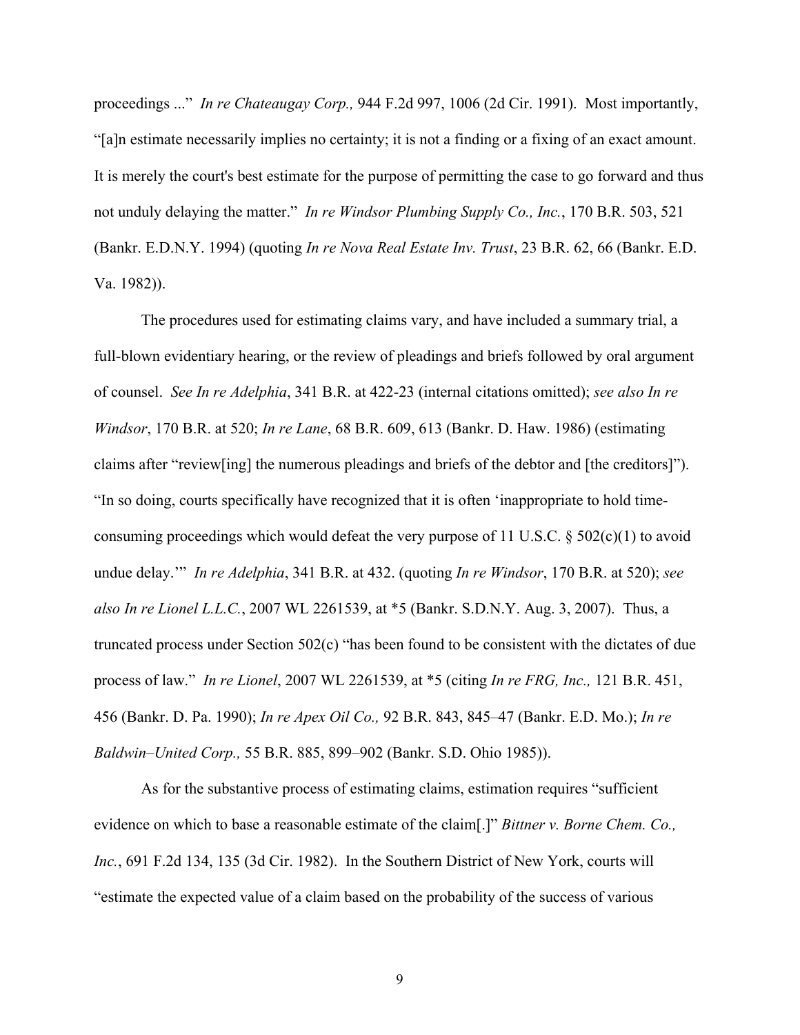proceedings ..." *In re Chateaugay Corp.,* 944 F.2d 997, 1006 (2d Cir. 1991). Most importantly, "[a]n estimate necessarily implies no certainty; it is not a finding or a fixing of an exact amount. It is merely the court's best estimate for the purpose of permitting the case to go forward and thus not unduly delaying the matter." *In re Windsor Plumbing Supply Co., Inc.*, 170 B.R. 503, 521 (Bankr. E.D.N.Y. 1994) (quoting *In re Nova Real Estate Inv. Trust*, 23 B.R. 62, 66 (Bankr. E.D. Va. 1982)).

The procedures used for estimating claims vary, and have included a summary trial, a full-blown evidentiary hearing, or the review of pleadings and briefs followed by oral argument of counsel. *See In re Adelphia*, 341 B.R. at 422-23 (internal citations omitted); *see also In re Windsor*, 170 B.R. at 520; *In re Lane*, 68 B.R. 609, 613 (Bankr. D. Haw. 1986) (estimating claims after "review[ing] the numerous pleadings and briefs of the debtor and [the creditors]"). "In so doing, courts specifically have recognized that it is often 'inappropriate to hold time-consuming proceedings which would defeat the very purpose of 11 U.S.C. § 502(c)(1) to avoid undue delay.'" *In re Adelphia*, 341 B.R. at 432. (quoting *In re Windsor*, 170 B.R. at 520); *see also In re Lionel L.L.C.*, 2007 WL 2261539, at *5 (Bankr. S.D.N.Y. Aug. 3, 2007). Thus, a truncated process under Section 502(c) "has been found to be consistent with the dictates of due process of law." *In re Lionel*, 2007 WL 2261539, at *5 (citing *In re FRG, Inc.,* 121 B.R. 451, 456 (Bankr. D. Pa. 1990); *In re Apex Oil Co.,* 92 B.R. 843, 845–47 (Bankr. E.D. Mo.); *In re Baldwin–United Corp.,* 55 B.R. 885, 899–902 (Bankr. S.D. Ohio 1985)).

As for the substantive process of estimating claims, estimation requires "sufficient evidence on which to base a reasonable estimate of the claim[.]" *Bittner v. Borne Chem. Co., Inc.*, 691 F.2d 134, 135 (3d Cir. 1982). In the Southern District of New York, courts will "estimate the expected value of a claim based on the probability of the success of various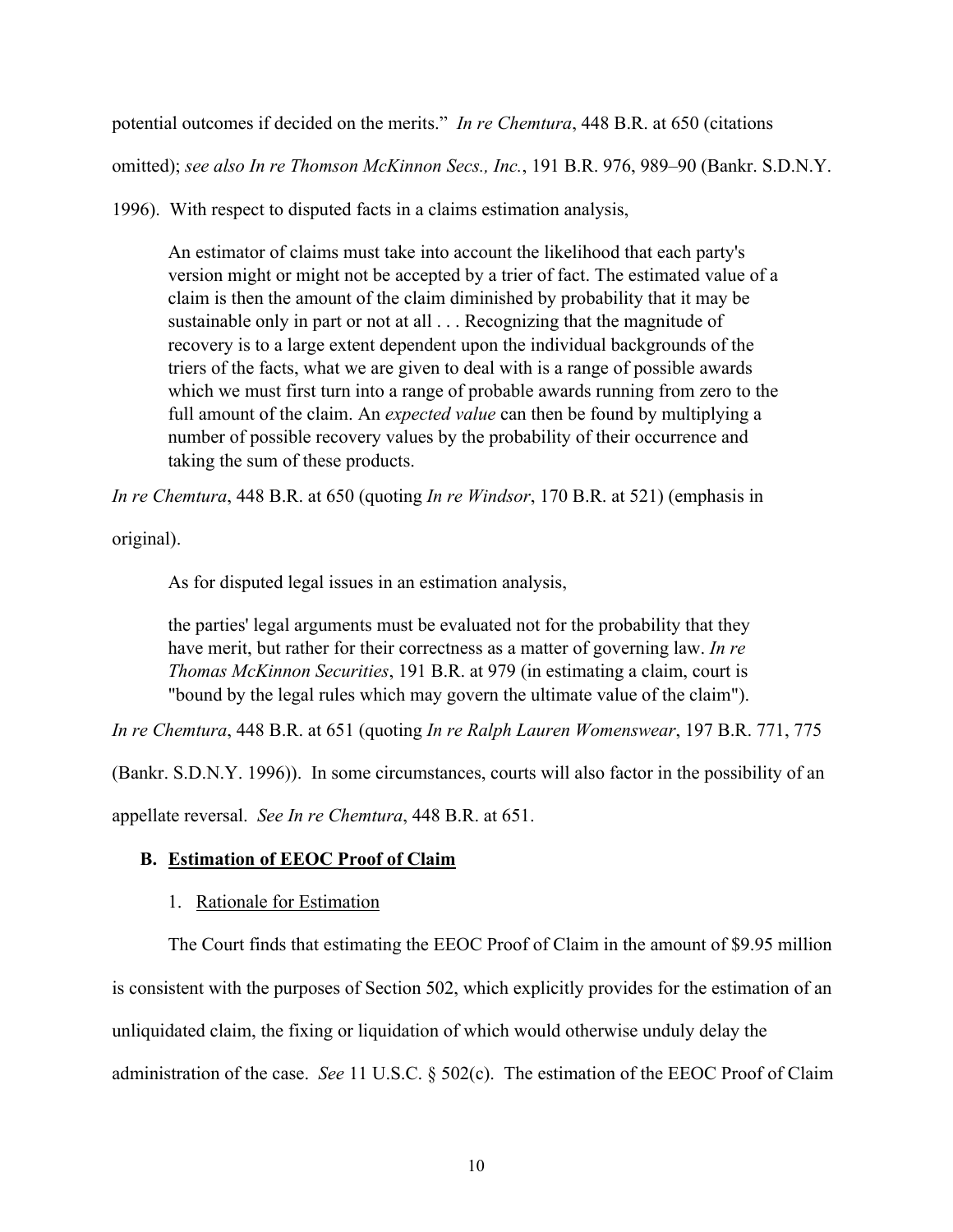potential outcomes if decided on the merits." *In re Chemtura*, 448 B.R. at 650 (citations omitted); *see also In re Thomson McKinnon Secs., Inc.*, 191 B.R. 976, 989–90 (Bankr. S.D.N.Y. 1996). With respect to disputed facts in a claims estimation analysis,

> An estimator of claims must take into account the likelihood that each party's version might or might not be accepted by a trier of fact. The estimated value of a claim is then the amount of the claim diminished by probability that it may be sustainable only in part or not at all . . . Recognizing that the magnitude of recovery is to a large extent dependent upon the individual backgrounds of the triers of the facts, what we are given to deal with is a range of possible awards which we must first turn into a range of probable awards running from zero to the full amount of the claim. An *expected value* can then be found by multiplying a number of possible recovery values by the probability of their occurrence and taking the sum of these products.

*In re Chemtura*, 448 B.R. at 650 (quoting *In re Windsor*, 170 B.R. at 521) (emphasis in original).

As for disputed legal issues in an estimation analysis,

> the parties' legal arguments must be evaluated not for the probability that they have merit, but rather for their correctness as a matter of governing law. *In re Thomas McKinnon Securities*, 191 B.R. at 979 (in estimating a claim, court is "bound by the legal rules which may govern the ultimate value of the claim").

*In re Chemtura*, 448 B.R. at 651 (quoting *In re Ralph Lauren Womenswear*, 197 B.R. 771, 775 (Bankr. S.D.N.Y. 1996)). In some circumstances, courts will also factor in the possibility of an appellate reversal. *See In re Chemtura*, 448 B.R. at 651.

## B. Estimation of EEOC Proof of Claim

### 1. Rationale for Estimation

The Court finds that estimating the EEOC Proof of Claim in the amount of $9.95 million is consistent with the purposes of Section 502, which explicitly provides for the estimation of an unliquidated claim, the fixing or liquidation of which would otherwise unduly delay the administration of the case. *See* 11 U.S.C. § 502(c). The estimation of the EEOC Proof of Claim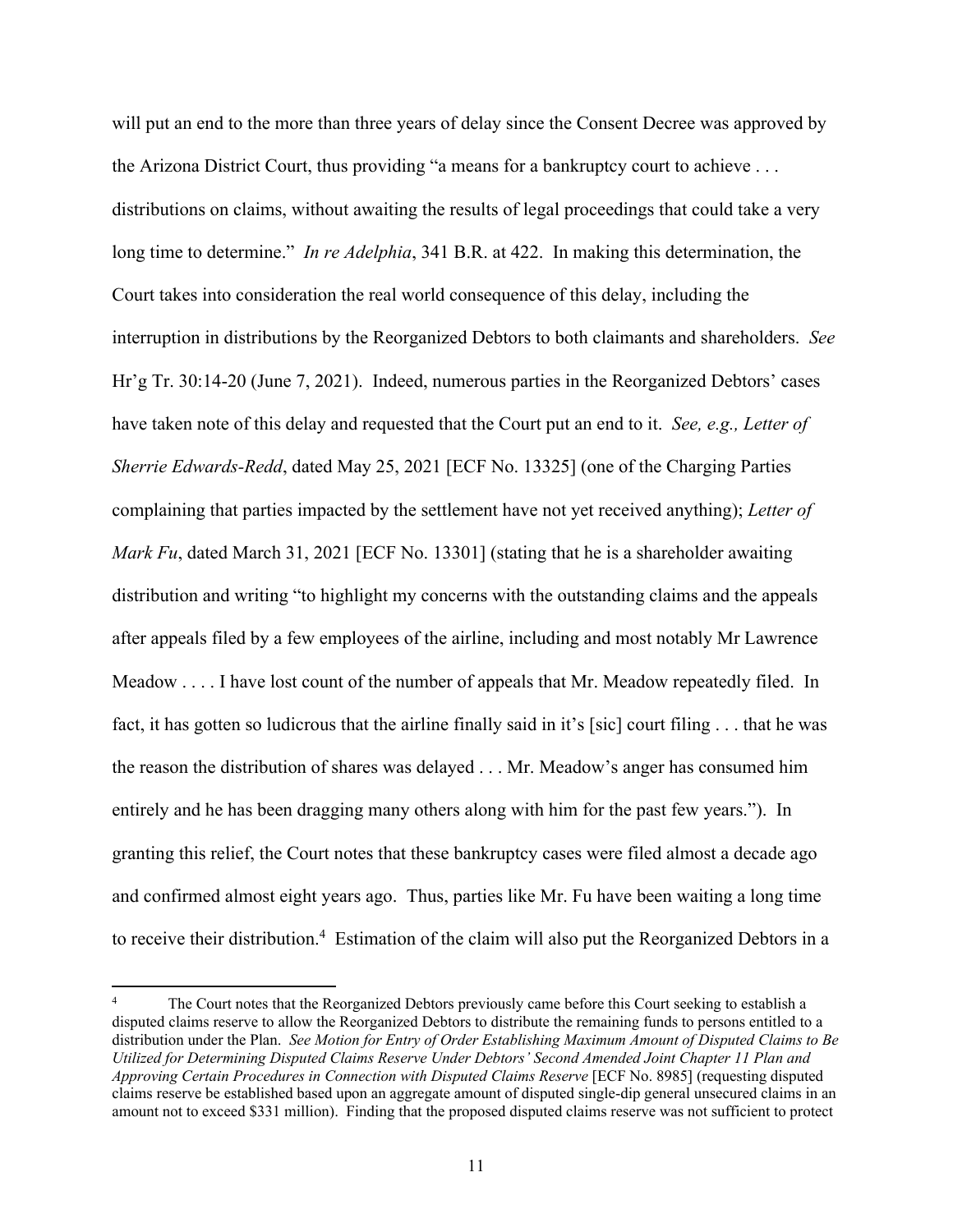will put an end to the more than three years of delay since the Consent Decree was approved by the Arizona District Court, thus providing "a means for a bankruptcy court to achieve . . . distributions on claims, without awaiting the results of legal proceedings that could take a very long time to determine." *In re Adelphia*, 341 B.R. at 422. In making this determination, the Court takes into consideration the real world consequence of this delay, including the interruption in distributions by the Reorganized Debtors to both claimants and shareholders. *See* Hr'g Tr. 30:14-20 (June 7, 2021). Indeed, numerous parties in the Reorganized Debtors' cases have taken note of this delay and requested that the Court put an end to it. *See, e.g., Letter of Sherrie Edwards-Redd*, dated May 25, 2021 [ECF No. 13325] (one of the Charging Parties complaining that parties impacted by the settlement have not yet received anything); *Letter of Mark Fu*, dated March 31, 2021 [ECF No. 13301] (stating that he is a shareholder awaiting distribution and writing "to highlight my concerns with the outstanding claims and the appeals after appeals filed by a few employees of the airline, including and most notably Mr Lawrence Meadow . . . . I have lost count of the number of appeals that Mr. Meadow repeatedly filed. In fact, it has gotten so ludicrous that the airline finally said in it's [sic] court filing . . . that he was the reason the distribution of shares was delayed . . . Mr. Meadow's anger has consumed him entirely and he has been dragging many others along with him for the past few years."). In granting this relief, the Court notes that these bankruptcy cases were filed almost a decade ago and confirmed almost eight years ago. Thus, parties like Mr. Fu have been waiting a long time to receive their distribution.[4] Estimation of the claim will also put the Reorganized Debtors in a

---

[4] The Court notes that the Reorganized Debtors previously came before this Court seeking to establish a disputed claims reserve to allow the Reorganized Debtors to distribute the remaining funds to persons entitled to a distribution under the Plan. *See Motion for Entry of Order Establishing Maximum Amount of Disputed Claims to Be Utilized for Determining Disputed Claims Reserve Under Debtors' Second Amended Joint Chapter 11 Plan and Approving Certain Procedures in Connection with Disputed Claims Reserve* [ECF No. 8985] (requesting disputed claims reserve be established based upon an aggregate amount of disputed single-dip general unsecured claims in an amount not to exceed $331 million). Finding that the proposed disputed claims reserve was not sufficient to protect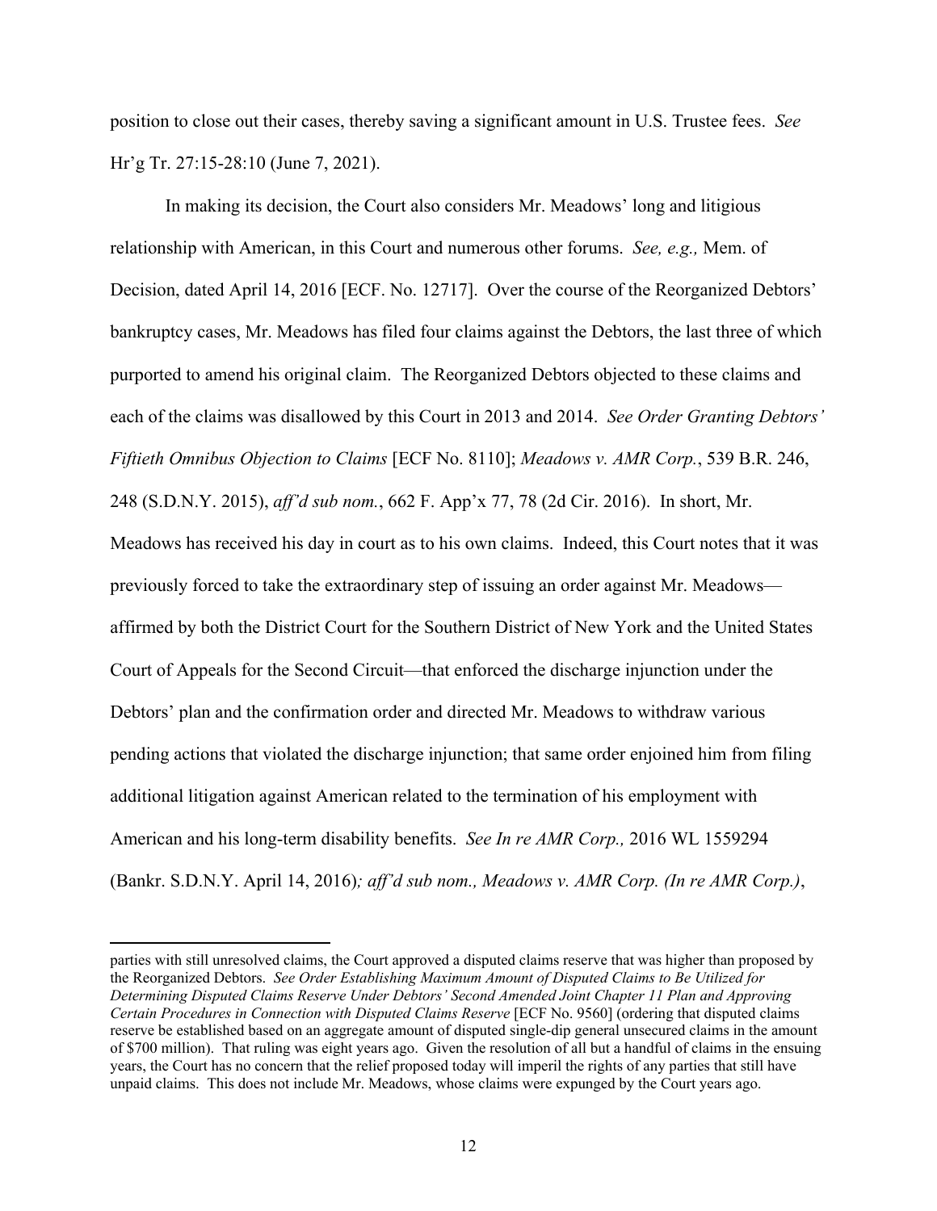position to close out their cases, thereby saving a significant amount in U.S. Trustee fees. *See* Hr'g Tr. 27:15-28:10 (June 7, 2021).

In making its decision, the Court also considers Mr. Meadows' long and litigious relationship with American, in this Court and numerous other forums. *See, e.g.,* Mem. of Decision, dated April 14, 2016 [ECF. No. 12717]. Over the course of the Reorganized Debtors' bankruptcy cases, Mr. Meadows has filed four claims against the Debtors, the last three of which purported to amend his original claim. The Reorganized Debtors objected to these claims and each of the claims was disallowed by this Court in 2013 and 2014. *See Order Granting Debtors' Fiftieth Omnibus Objection to Claims* [ECF No. 8110]; *Meadows v. AMR Corp.*, 539 B.R. 246, 248 (S.D.N.Y. 2015), *aff'd sub nom.*, 662 F. App'x 77, 78 (2d Cir. 2016). In short, Mr. Meadows has received his day in court as to his own claims. Indeed, this Court notes that it was previously forced to take the extraordinary step of issuing an order against Mr. Meadows—affirmed by both the District Court for the Southern District of New York and the United States Court of Appeals for the Second Circuit—that enforced the discharge injunction under the Debtors' plan and the confirmation order and directed Mr. Meadows to withdraw various pending actions that violated the discharge injunction; that same order enjoined him from filing additional litigation against American related to the termination of his employment with American and his long-term disability benefits. *See In re AMR Corp.,* 2016 WL 1559294 (Bankr. S.D.N.Y. April 14, 2016)*; aff'd sub nom., Meadows v. AMR Corp. (In re AMR Corp.)*,

---

parties with still unresolved claims, the Court approved a disputed claims reserve that was higher than proposed by the Reorganized Debtors. *See Order Establishing Maximum Amount of Disputed Claims to Be Utilized for Determining Disputed Claims Reserve Under Debtors' Second Amended Joint Chapter 11 Plan and Approving Certain Procedures in Connection with Disputed Claims Reserve* [ECF No. 9560] (ordering that disputed claims reserve be established based on an aggregate amount of disputed single-dip general unsecured claims in the amount of $700 million). That ruling was eight years ago. Given the resolution of all but a handful of claims in the ensuing years, the Court has no concern that the relief proposed today will imperil the rights of any parties that still have unpaid claims. This does not include Mr. Meadows, whose claims were expunged by the Court years ago.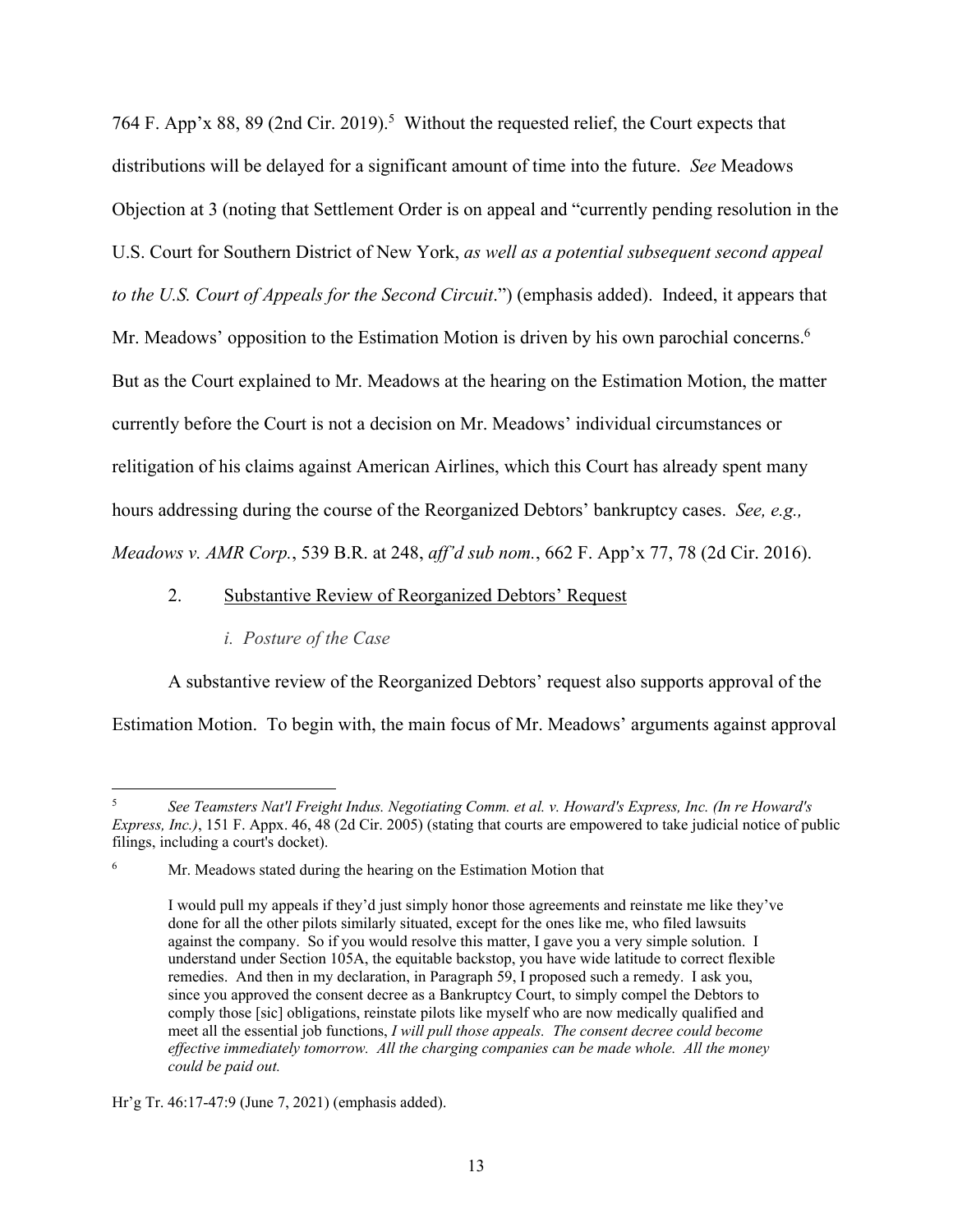764 F. App'x 88, 89 (2nd Cir. 2019).[5] Without the requested relief, the Court expects that distributions will be delayed for a significant amount of time into the future. *See* Meadows Objection at 3 (noting that Settlement Order is on appeal and "currently pending resolution in the U.S. Court for Southern District of New York, *as well as a potential subsequent second appeal to the U.S. Court of Appeals for the Second Circuit*.") (emphasis added). Indeed, it appears that Mr. Meadows' opposition to the Estimation Motion is driven by his own parochial concerns.[6] But as the Court explained to Mr. Meadows at the hearing on the Estimation Motion, the matter currently before the Court is not a decision on Mr. Meadows' individual circumstances or relitigation of his claims against American Airlines, which this Court has already spent many hours addressing during the course of the Reorganized Debtors' bankruptcy cases. *See, e.g., Meadows v. AMR Corp.*, 539 B.R. at 248, *aff'd sub nom.*, 662 F. App'x 77, 78 (2d Cir. 2016).

2. <u>Substantive Review of Reorganized Debtors' Request</u>

*i. Posture of the Case*

A substantive review of the Reorganized Debtors' request also supports approval of the Estimation Motion. To begin with, the main focus of Mr. Meadows' arguments against approval

---

[5] *See Teamsters Nat'l Freight Indus. Negotiating Comm. et al. v. Howard's Express, Inc. (In re Howard's Express, Inc.)*, 151 F. Appx. 46, 48 (2d Cir. 2005) (stating that courts are empowered to take judicial notice of public filings, including a court's docket).

[6] Mr. Meadows stated during the hearing on the Estimation Motion that

> I would pull my appeals if they'd just simply honor those agreements and reinstate me like they've done for all the other pilots similarly situated, except for the ones like me, who filed lawsuits against the company. So if you would resolve this matter, I gave you a very simple solution. I understand under Section 105A, the equitable backstop, you have wide latitude to correct flexible remedies. And then in my declaration, in Paragraph 59, I proposed such a remedy. I ask you, since you approved the consent decree as a Bankruptcy Court, to simply compel the Debtors to comply those [sic] obligations, reinstate pilots like myself who are now medically qualified and meet all the essential job functions, *I will pull those appeals. The consent decree could become effective immediately tomorrow. All the charging companies can be made whole. All the money could be paid out.*

Hr'g Tr. 46:17-47:9 (June 7, 2021) (emphasis added).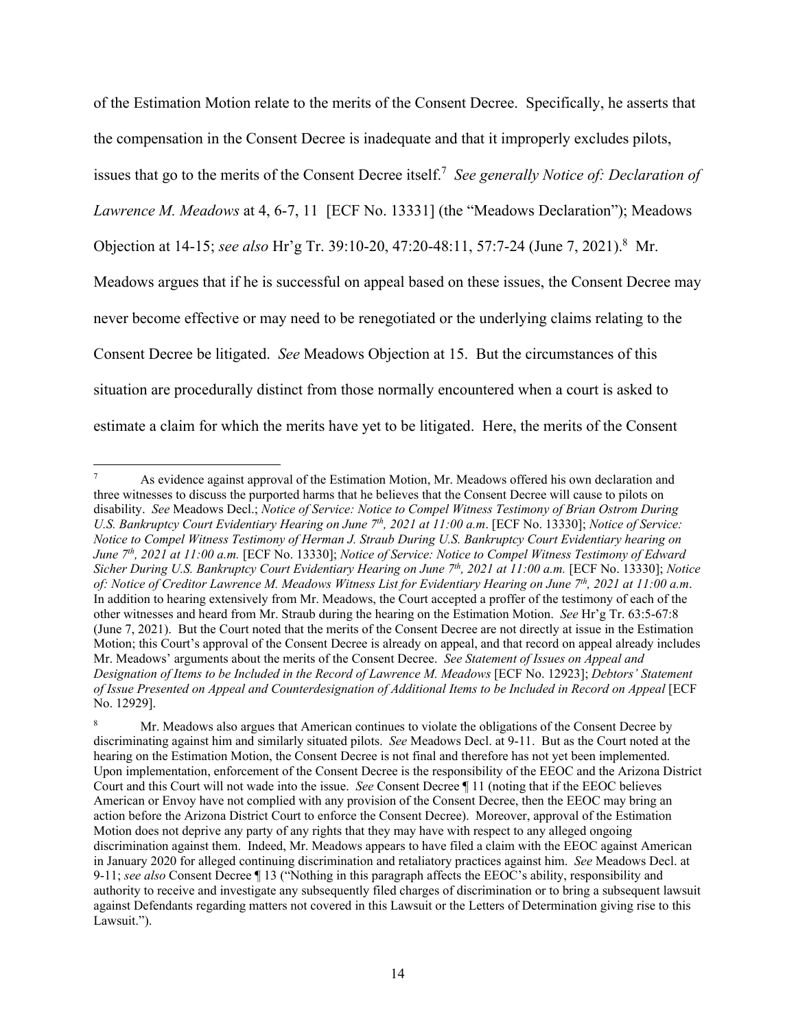of the Estimation Motion relate to the merits of the Consent Decree. Specifically, he asserts that the compensation in the Consent Decree is inadequate and that it improperly excludes pilots, issues that go to the merits of the Consent Decree itself.[7] *See generally Notice of: Declaration of Lawrence M. Meadows* at 4, 6-7, 11 [ECF No. 13331] (the "Meadows Declaration"); Meadows Objection at 14-15; *see also* Hr'g Tr. 39:10-20, 47:20-48:11, 57:7-24 (June 7, 2021).[8] Mr. Meadows argues that if he is successful on appeal based on these issues, the Consent Decree may never become effective or may need to be renegotiated or the underlying claims relating to the Consent Decree be litigated. *See* Meadows Objection at 15. But the circumstances of this situation are procedurally distinct from those normally encountered when a court is asked to estimate a claim for which the merits have yet to be litigated. Here, the merits of the Consent

---

[7] As evidence against approval of the Estimation Motion, Mr. Meadows offered his own declaration and three witnesses to discuss the purported harms that he believes that the Consent Decree will cause to pilots on disability. *See* Meadows Decl.; *Notice of Service: Notice to Compel Witness Testimony of Brian Ostrom During U.S. Bankruptcy Court Evidentiary Hearing on June 7th, 2021 at 11:00 a.m*. [ECF No. 13330]; *Notice of Service: Notice to Compel Witness Testimony of Herman J. Straub During U.S. Bankruptcy Court Evidentiary hearing on June 7th, 2021 at 11:00 a.m.* [ECF No. 13330]; *Notice of Service: Notice to Compel Witness Testimony of Edward Sicher During U.S. Bankruptcy Court Evidentiary Hearing on June 7th, 2021 at 11:00 a.m.* [ECF No. 13330]; *Notice of: Notice of Creditor Lawrence M. Meadows Witness List for Evidentiary Hearing on June 7th, 2021 at 11:00 a.m*. In addition to hearing extensively from Mr. Meadows, the Court accepted a proffer of the testimony of each of the other witnesses and heard from Mr. Straub during the hearing on the Estimation Motion. *See* Hr'g Tr. 63:5-67:8 (June 7, 2021). But the Court noted that the merits of the Consent Decree are not directly at issue in the Estimation Motion; this Court's approval of the Consent Decree is already on appeal, and that record on appeal already includes Mr. Meadows' arguments about the merits of the Consent Decree. *See Statement of Issues on Appeal and Designation of Items to be Included in the Record of Lawrence M. Meadows* [ECF No. 12923]; *Debtors' Statement of Issue Presented on Appeal and Counterdesignation of Additional Items to be Included in Record on Appeal* [ECF No. 12929].

[8] Mr. Meadows also argues that American continues to violate the obligations of the Consent Decree by discriminating against him and similarly situated pilots. *See* Meadows Decl. at 9-11. But as the Court noted at the hearing on the Estimation Motion, the Consent Decree is not final and therefore has not yet been implemented. Upon implementation, enforcement of the Consent Decree is the responsibility of the EEOC and the Arizona District Court and this Court will not wade into the issue. *See* Consent Decree ¶ 11 (noting that if the EEOC believes American or Envoy have not complied with any provision of the Consent Decree, then the EEOC may bring an action before the Arizona District Court to enforce the Consent Decree). Moreover, approval of the Estimation Motion does not deprive any party of any rights that they may have with respect to any alleged ongoing discrimination against them. Indeed, Mr. Meadows appears to have filed a claim with the EEOC against American in January 2020 for alleged continuing discrimination and retaliatory practices against him. *See* Meadows Decl. at 9-11; *see also* Consent Decree ¶ 13 ("Nothing in this paragraph affects the EEOC's ability, responsibility and authority to receive and investigate any subsequently filed charges of discrimination or to bring a subsequent lawsuit against Defendants regarding matters not covered in this Lawsuit or the Letters of Determination giving rise to this Lawsuit.").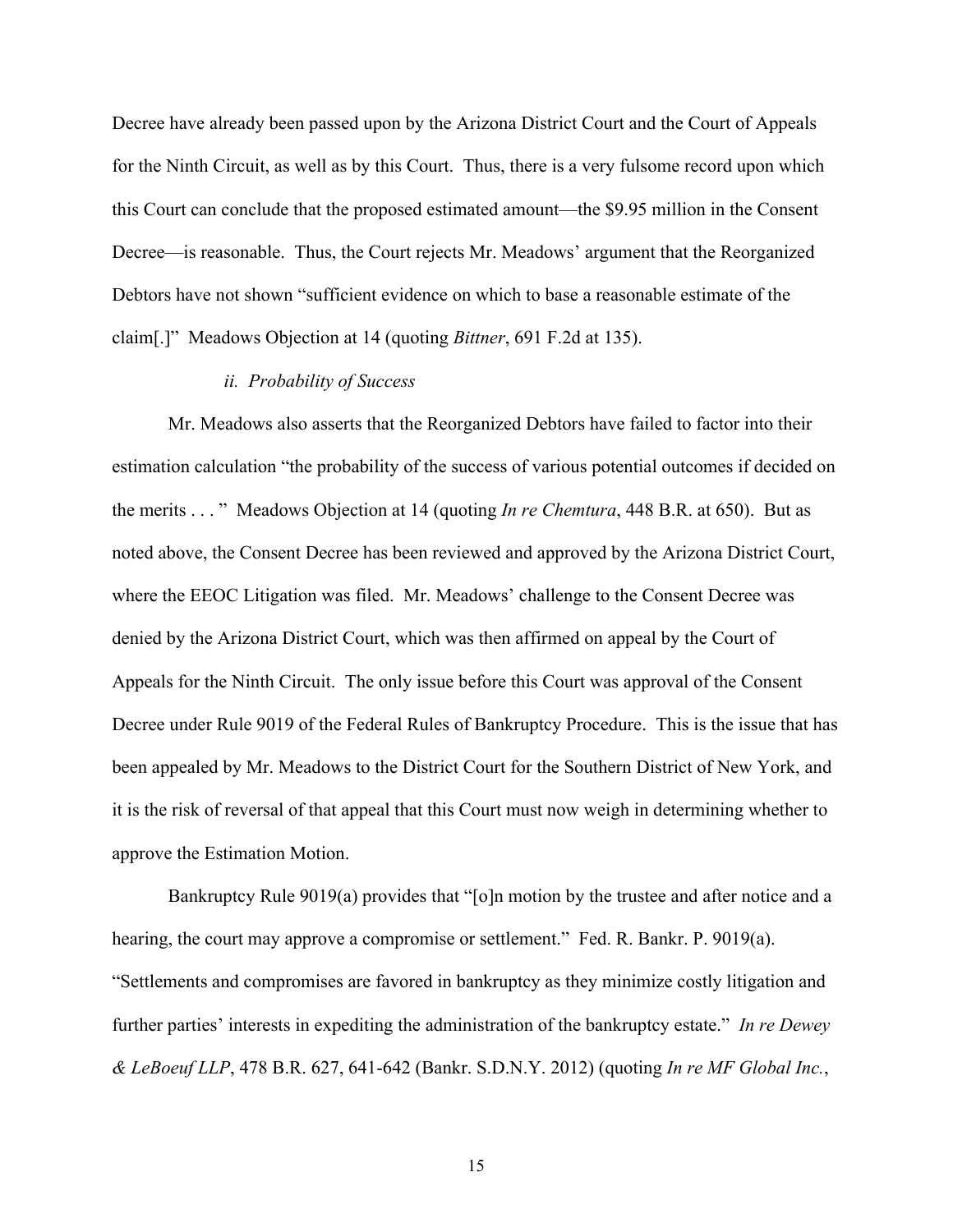Decree have already been passed upon by the Arizona District Court and the Court of Appeals for the Ninth Circuit, as well as by this Court. Thus, there is a very fulsome record upon which this Court can conclude that the proposed estimated amount—the $9.95 million in the Consent Decree—is reasonable. Thus, the Court rejects Mr. Meadows' argument that the Reorganized Debtors have not shown "sufficient evidence on which to base a reasonable estimate of the claim[.]" Meadows Objection at 14 (quoting *Bittner*, 691 F.2d at 135).

*ii. Probability of Success*

Mr. Meadows also asserts that the Reorganized Debtors have failed to factor into their estimation calculation "the probability of the success of various potential outcomes if decided on the merits . . . " Meadows Objection at 14 (quoting *In re Chemtura*, 448 B.R. at 650). But as noted above, the Consent Decree has been reviewed and approved by the Arizona District Court, where the EEOC Litigation was filed. Mr. Meadows' challenge to the Consent Decree was denied by the Arizona District Court, which was then affirmed on appeal by the Court of Appeals for the Ninth Circuit. The only issue before this Court was approval of the Consent Decree under Rule 9019 of the Federal Rules of Bankruptcy Procedure. This is the issue that has been appealed by Mr. Meadows to the District Court for the Southern District of New York, and it is the risk of reversal of that appeal that this Court must now weigh in determining whether to approve the Estimation Motion.

Bankruptcy Rule 9019(a) provides that "[o]n motion by the trustee and after notice and a hearing, the court may approve a compromise or settlement." Fed. R. Bankr. P. 9019(a). "Settlements and compromises are favored in bankruptcy as they minimize costly litigation and further parties' interests in expediting the administration of the bankruptcy estate." *In re Dewey & LeBoeuf LLP*, 478 B.R. 627, 641-642 (Bankr. S.D.N.Y. 2012) (quoting *In re MF Global Inc.*,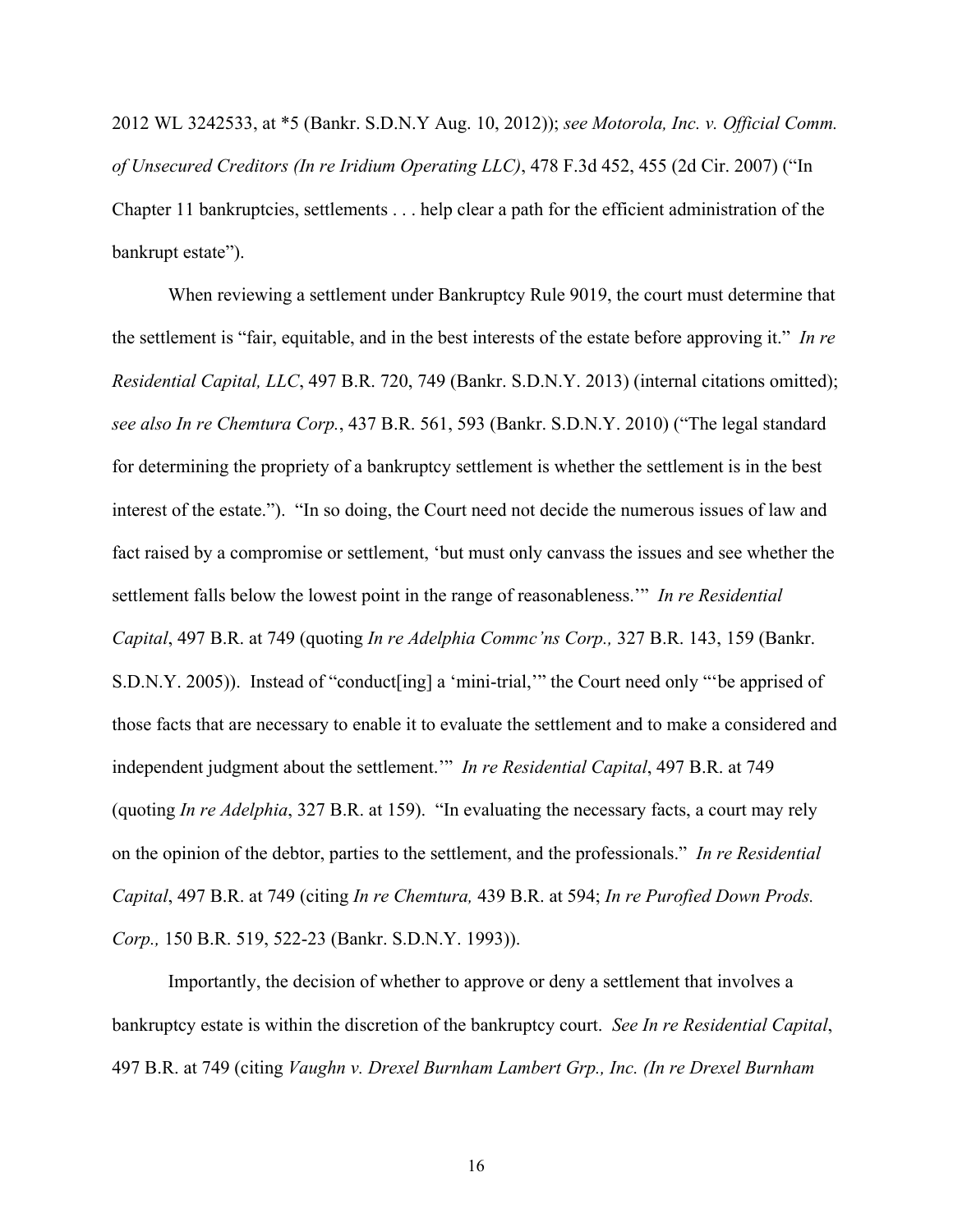2012 WL 3242533, at *5 (Bankr. S.D.N.Y Aug. 10, 2012)); *see Motorola, Inc. v. Official Comm. of Unsecured Creditors (In re Iridium Operating LLC)*, 478 F.3d 452, 455 (2d Cir. 2007) ("In Chapter 11 bankruptcies, settlements . . . help clear a path for the efficient administration of the bankrupt estate").

When reviewing a settlement under Bankruptcy Rule 9019, the court must determine that the settlement is "fair, equitable, and in the best interests of the estate before approving it." *In re Residential Capital, LLC*, 497 B.R. 720, 749 (Bankr. S.D.N.Y. 2013) (internal citations omitted); *see also In re Chemtura Corp.*, 437 B.R. 561, 593 (Bankr. S.D.N.Y. 2010) ("The legal standard for determining the propriety of a bankruptcy settlement is whether the settlement is in the best interest of the estate."). "In so doing, the Court need not decide the numerous issues of law and fact raised by a compromise or settlement, 'but must only canvass the issues and see whether the settlement falls below the lowest point in the range of reasonableness.'" *In re Residential Capital*, 497 B.R. at 749 (quoting *In re Adelphia Commc'ns Corp.,* 327 B.R. 143, 159 (Bankr. S.D.N.Y. 2005)). Instead of "conduct[ing] a 'mini-trial,'" the Court need only "'be apprised of those facts that are necessary to enable it to evaluate the settlement and to make a considered and independent judgment about the settlement.'" *In re Residential Capital*, 497 B.R. at 749 (quoting *In re Adelphia*, 327 B.R. at 159). "In evaluating the necessary facts, a court may rely on the opinion of the debtor, parties to the settlement, and the professionals." *In re Residential Capital*, 497 B.R. at 749 (citing *In re Chemtura,* 439 B.R. at 594; *In re Purofied Down Prods. Corp.,* 150 B.R. 519, 522-23 (Bankr. S.D.N.Y. 1993)).

Importantly, the decision of whether to approve or deny a settlement that involves a bankruptcy estate is within the discretion of the bankruptcy court. *See In re Residential Capital*, 497 B.R. at 749 (citing *Vaughn v. Drexel Burnham Lambert Grp., Inc. (In re Drexel Burnham*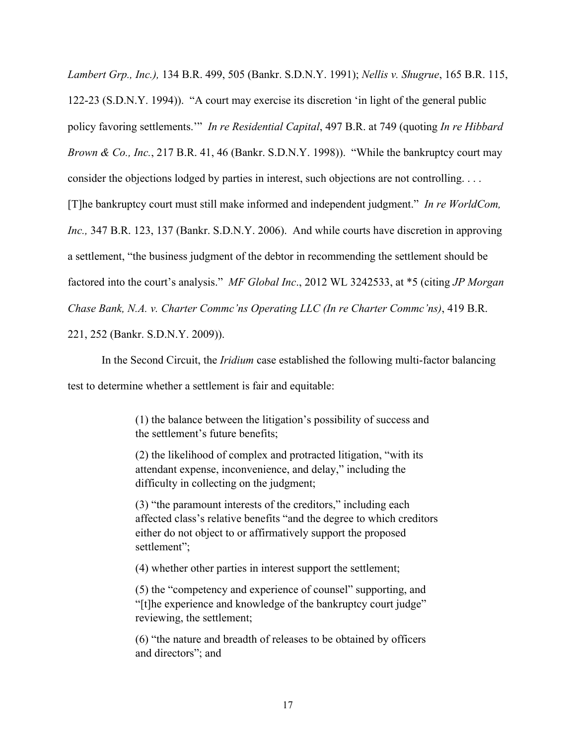*Lambert Grp., Inc.),* 134 B.R. 499, 505 (Bankr. S.D.N.Y. 1991); *Nellis v. Shugrue*, 165 B.R. 115, 122-23 (S.D.N.Y. 1994)). "A court may exercise its discretion 'in light of the general public policy favoring settlements.'" *In re Residential Capital*, 497 B.R. at 749 (quoting *In re Hibbard Brown & Co., Inc.*, 217 B.R. 41, 46 (Bankr. S.D.N.Y. 1998)). "While the bankruptcy court may consider the objections lodged by parties in interest, such objections are not controlling. . . . [T]he bankruptcy court must still make informed and independent judgment." *In re WorldCom, Inc.,* 347 B.R. 123, 137 (Bankr. S.D.N.Y. 2006). And while courts have discretion in approving a settlement, "the business judgment of the debtor in recommending the settlement should be factored into the court's analysis." *MF Global Inc*., 2012 WL 3242533, at *5 (citing *JP Morgan Chase Bank, N.A. v. Charter Commc'ns Operating LLC (In re Charter Commc'ns)*, 419 B.R. 221, 252 (Bankr. S.D.N.Y. 2009)).

In the Second Circuit, the *Iridium* case established the following multi-factor balancing test to determine whether a settlement is fair and equitable:

> (1) the balance between the litigation's possibility of success and the settlement's future benefits;
>
> (2) the likelihood of complex and protracted litigation, "with its attendant expense, inconvenience, and delay," including the difficulty in collecting on the judgment;
>
> (3) "the paramount interests of the creditors," including each affected class's relative benefits "and the degree to which creditors either do not object to or affirmatively support the proposed settlement";
>
> (4) whether other parties in interest support the settlement;
>
> (5) the "competency and experience of counsel" supporting, and "[t]he experience and knowledge of the bankruptcy court judge" reviewing, the settlement;
>
> (6) "the nature and breadth of releases to be obtained by officers and directors"; and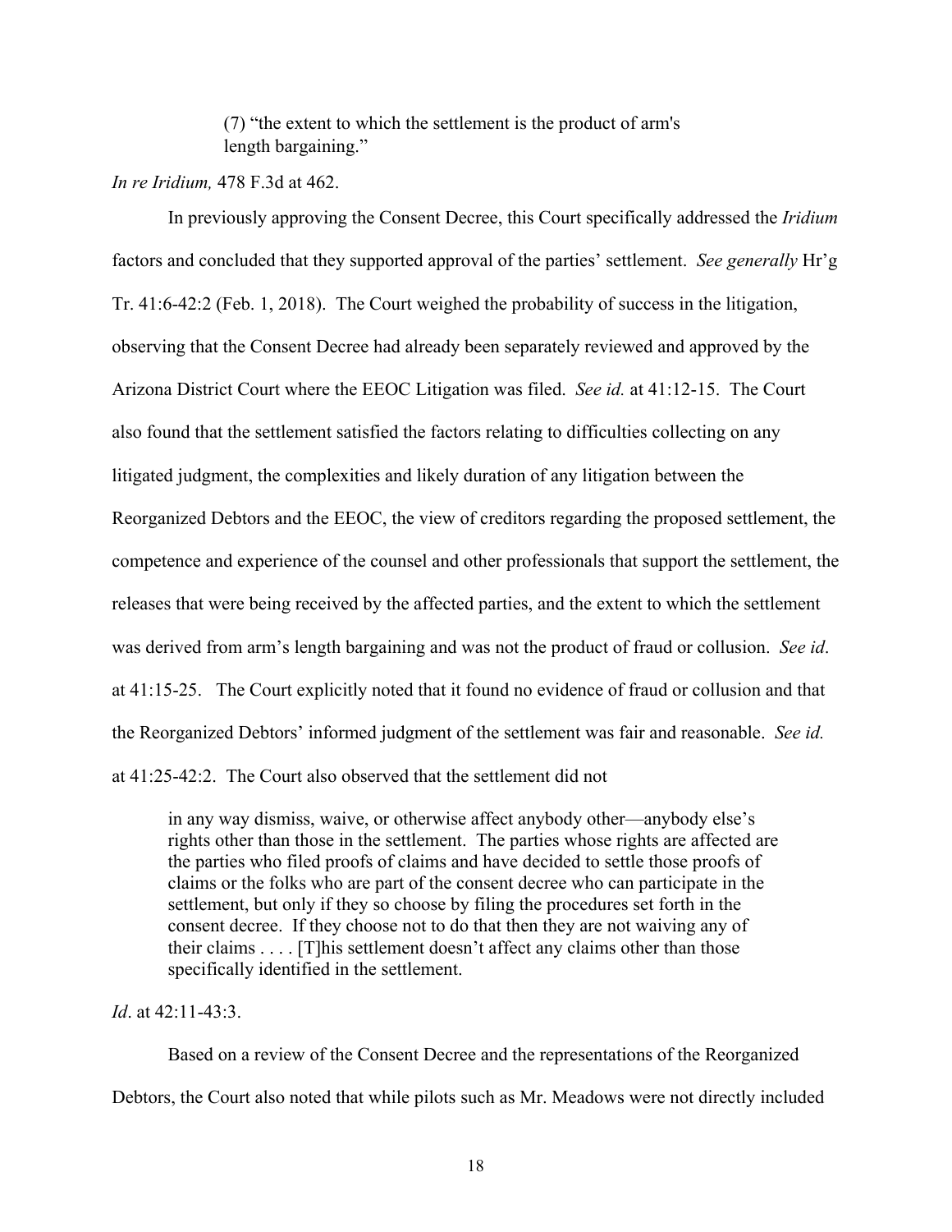> (7) "the extent to which the settlement is the product of arm's length bargaining."

*In re Iridium,* 478 F.3d at 462.

In previously approving the Consent Decree, this Court specifically addressed the *Iridium* factors and concluded that they supported approval of the parties' settlement. *See generally* Hr'g Tr. 41:6-42:2 (Feb. 1, 2018). The Court weighed the probability of success in the litigation, observing that the Consent Decree had already been separately reviewed and approved by the Arizona District Court where the EEOC Litigation was filed. *See id.* at 41:12-15. The Court also found that the settlement satisfied the factors relating to difficulties collecting on any litigated judgment, the complexities and likely duration of any litigation between the Reorganized Debtors and the EEOC, the view of creditors regarding the proposed settlement, the competence and experience of the counsel and other professionals that support the settlement, the releases that were being received by the affected parties, and the extent to which the settlement was derived from arm's length bargaining and was not the product of fraud or collusion. *See id*. at 41:15-25. The Court explicitly noted that it found no evidence of fraud or collusion and that the Reorganized Debtors' informed judgment of the settlement was fair and reasonable. *See id.* at 41:25-42:2. The Court also observed that the settlement did not

> in any way dismiss, waive, or otherwise affect anybody other—anybody else's rights other than those in the settlement. The parties whose rights are affected are the parties who filed proofs of claims and have decided to settle those proofs of claims or the folks who are part of the consent decree who can participate in the settlement, but only if they so choose by filing the procedures set forth in the consent decree. If they choose not to do that then they are not waiving any of their claims . . . . [T]his settlement doesn't affect any claims other than those specifically identified in the settlement.

*Id*. at 42:11-43:3.

Based on a review of the Consent Decree and the representations of the Reorganized Debtors, the Court also noted that while pilots such as Mr. Meadows were not directly included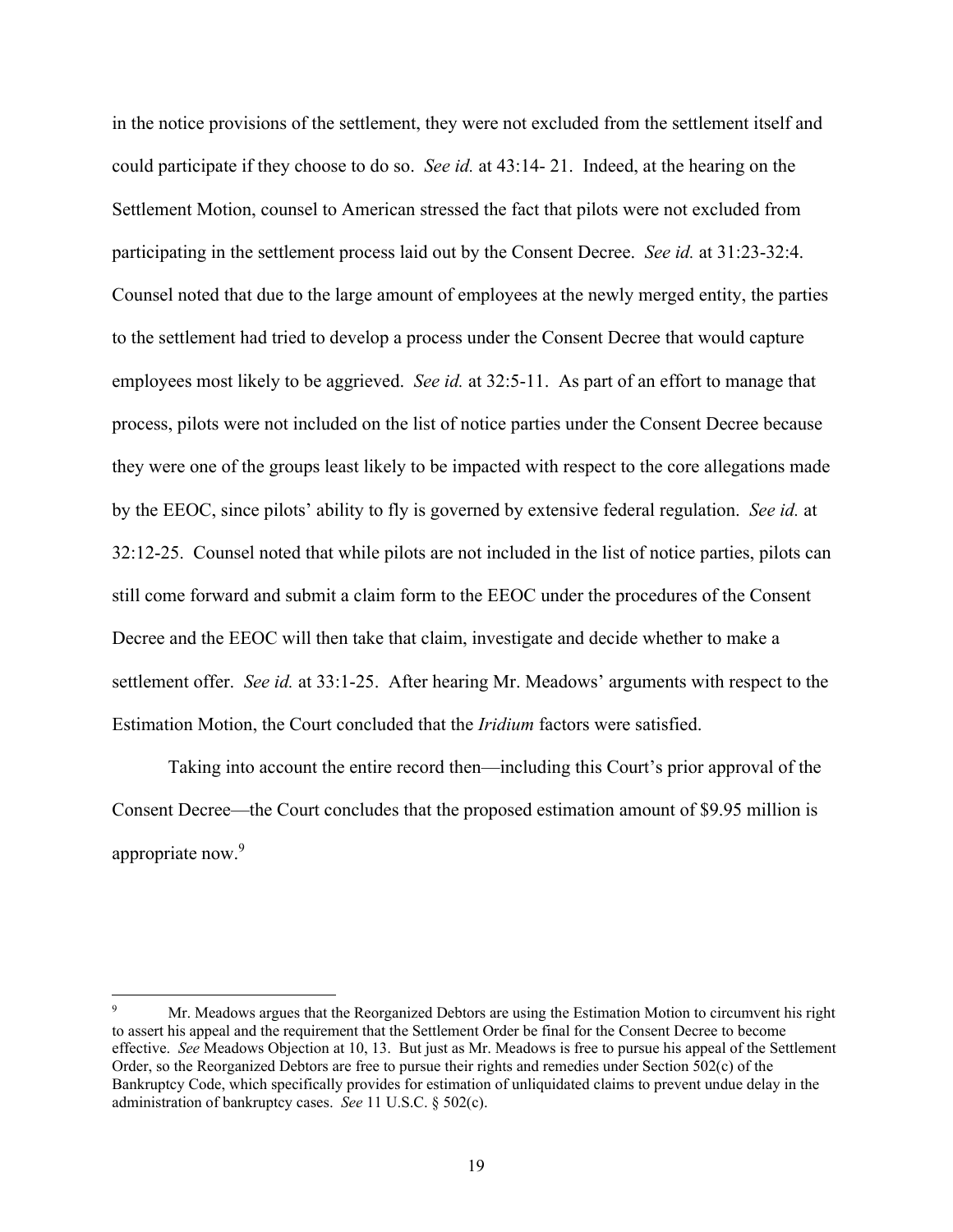in the notice provisions of the settlement, they were not excluded from the settlement itself and could participate if they choose to do so. *See id.* at 43:14- 21. Indeed, at the hearing on the Settlement Motion, counsel to American stressed the fact that pilots were not excluded from participating in the settlement process laid out by the Consent Decree. *See id.* at 31:23-32:4. Counsel noted that due to the large amount of employees at the newly merged entity, the parties to the settlement had tried to develop a process under the Consent Decree that would capture employees most likely to be aggrieved. *See id.* at 32:5-11. As part of an effort to manage that process, pilots were not included on the list of notice parties under the Consent Decree because they were one of the groups least likely to be impacted with respect to the core allegations made by the EEOC, since pilots' ability to fly is governed by extensive federal regulation. *See id.* at 32:12-25. Counsel noted that while pilots are not included in the list of notice parties, pilots can still come forward and submit a claim form to the EEOC under the procedures of the Consent Decree and the EEOC will then take that claim, investigate and decide whether to make a settlement offer. *See id.* at 33:1-25. After hearing Mr. Meadows' arguments with respect to the Estimation Motion, the Court concluded that the *Iridium* factors were satisfied.

Taking into account the entire record then—including this Court's prior approval of the Consent Decree—the Court concludes that the proposed estimation amount of $9.95 million is appropriate now.[9]

---

[9] Mr. Meadows argues that the Reorganized Debtors are using the Estimation Motion to circumvent his right to assert his appeal and the requirement that the Settlement Order be final for the Consent Decree to become effective. *See* Meadows Objection at 10, 13. But just as Mr. Meadows is free to pursue his appeal of the Settlement Order, so the Reorganized Debtors are free to pursue their rights and remedies under Section 502(c) of the Bankruptcy Code, which specifically provides for estimation of unliquidated claims to prevent undue delay in the administration of bankruptcy cases. *See* 11 U.S.C. § 502(c).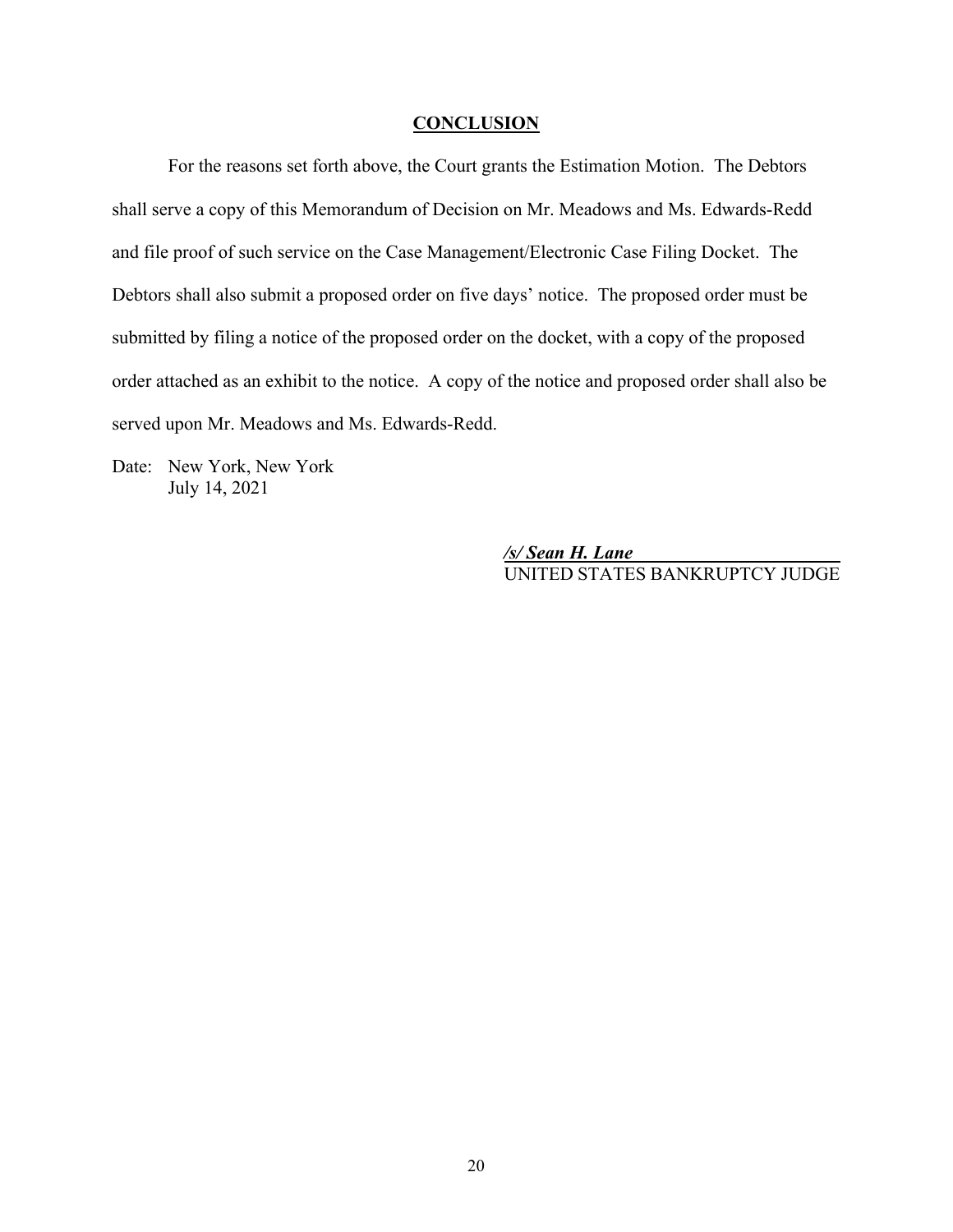## **CONCLUSION**

For the reasons set forth above, the Court grants the Estimation Motion. The Debtors shall serve a copy of this Memorandum of Decision on Mr. Meadows and Ms. Edwards-Redd and file proof of such service on the Case Management/Electronic Case Filing Docket. The Debtors shall also submit a proposed order on five days' notice. The proposed order must be submitted by filing a notice of the proposed order on the docket, with a copy of the proposed order attached as an exhibit to the notice. A copy of the notice and proposed order shall also be served upon Mr. Meadows and Ms. Edwards-Redd.

Date: New York, New York
July 14, 2021

***/s/ Sean H. Lane***
UNITED STATES BANKRUPTCY JUDGE